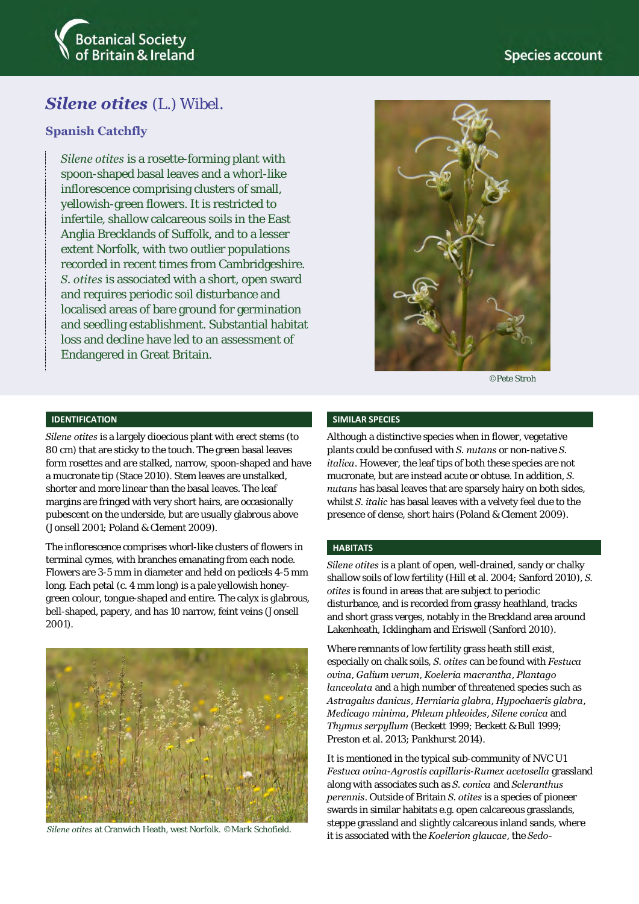Botanical Society of Britain & Ireland

Species account

# *Silene otites* (L.) Wibel.

## Spanish Catchfly

*Silene otites* is a rosette-forming plant with spoon-shaped basal leaves and a whorl-like inflorescence comprising clusters of small, yellowish-green flowers. It is restricted to infertile, shallow calcareous soils in the East Anglia Brecklands of Suffolk, and to a lesser extent Norfolk, with two outlier populations recorded in recent times from Cambridgeshire. *S. otites* is associated with a short, open sward and requires periodic soil disturbance and localised areas of bare ground for germination and seedling establishment. Substantial habitat loss and decline have led to an assessment of Endangered in Great Britain.

©Pete Stroh

### IDENTIFICATION

*Silene otites* is a largely dioecious plant with erect stems (to 80 cm) that are sticky to the touch. The green basal leaves form rosettes and are stalked, narrow, spoon-shaped and have a mucronate tip (Stace 2010). Stem leaves are unstalked, shorter and more linear than the basal leaves. The leaf margins are fringed with very short hairs, are occasionally pubescent on the underside, but are usually glabrous above (Jonsell 2001; Poland & Clement 2009).

The inflorescence comprises whorl-like clusters of flowers in terminal cymes, with branches emanating from each node. Flowers are 3-5 mm in diameter and held on pedicels 4-5 mm long. Each petal (c. 4 mm long) is a pale yellowish honey-green colour, tongue-shaped and entire. The calyx is glabrous, bell-shaped, papery, and has 10 narrow, feint veins (Jonsell 2001).

*Silene otites* at Cranwich Heath, west Norfolk. ©Mark Schofield.

### SIMILAR SPECIES

Although a distinctive species when in flower, vegetative plants could be confused with *S. nutans* or non-native *S. italica*. However, the leaf tips of both these species are not mucronate, but are instead acute or obtuse. In addition, *S. nutans* has basal leaves that are sparsely hairy on both sides, whilst *S. italic* has basal leaves with a velvety feel due to the presence of dense, short hairs (Poland & Clement 2009).

### HABITATS

*Silene otites* is a plant of open, well-drained, sandy or chalky shallow soils of low fertility (Hill et al. 2004; Sanford 2010), *S. otites* is found in areas that are subject to periodic disturbance, and is recorded from grassy heathland, tracks and short grass verges, notably in the Breckland area around Lakenheath, Icklingham and Eriswell (Sanford 2010).

Where remnants of low fertility grass heath still exist, especially on chalk soils, *S. otites* can be found with *Festuca ovina*, *Galium verum*, *Koeleria macrantha*, *Plantago lanceolata* and a high number of threatened species such as *Astragalus danicus*, *Herniaria glabra*, *Hypochaeris glabra*, *Medicago minima*, *Phleum phleoides*, *Silene conica* and *Thymus serpyllum* (Beckett 1999; Beckett & Bull 1999; Preston et al. 2013; Pankhurst 2014).

It is mentioned in the typical sub-community of NVC U1 *Festuca ovina-Agrostis capillaris-Rumex acetosella* grassland along with associates such as *S. conica* and *Scleranthus perennis*. Outside of Britain *S. otites* is a species of pioneer swards in similar habitats e.g. open calcareous grasslands, steppe grassland and slightly calcareous inland sands, where it is associated with the *Koelerion glaucae*, the *Sedo-*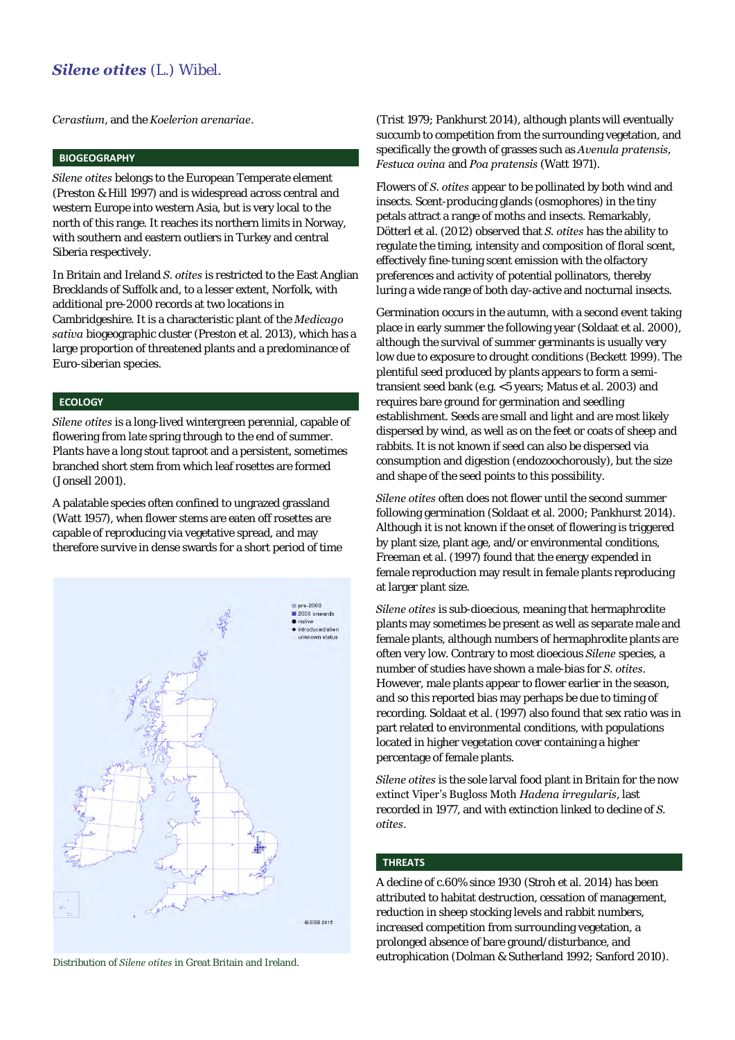*Cerastium*, and the *Koelerion arenariae*.

## BIOGEOGRAPHY

*Silene otites* belongs to the European Temperate element (Preston & Hill 1997) and is widespread across central and western Europe into western Asia, but is very local to the north of this range. It reaches its northern limits in Norway, with southern and eastern outliers in Turkey and central Siberia respectively.

In Britain and Ireland *S. otites* is restricted to the East Anglian Brecklands of Suffolk and, to a lesser extent, Norfolk, with additional pre-2000 records at two locations in Cambridgeshire. It is a characteristic plant of the *Medicago sativa* biogeographic cluster (Preston et al. 2013), which has a large proportion of threatened plants and a predominance of Euro-siberian species.

## ECOLOGY

*Silene otites* is a long-lived wintergreen perennial, capable of flowering from late spring through to the end of summer. Plants have a long stout taproot and a persistent, sometimes branched short stem from which leaf rosettes are formed (Jonsell 2001).

A palatable species often confined to ungrazed grassland (Watt 1957), when flower stems are eaten off rosettes are capable of reproducing via vegetative spread, and may therefore survive in dense swards for a short period of time (Trist 1979; Pankhurst 2014), although plants will eventually succumb to competition from the surrounding vegetation, and specifically the growth of grasses such as *Avenula pratensis*, *Festuca ovina* and *Poa pratensis* (Watt 1971).

Distribution of *Silene otites* in Great Britain and Ireland.

Flowers of *S. otites* appear to be pollinated by both wind and insects. Scent-producing glands (osmophores) in the tiny petals attract a range of moths and insects. Remarkably, Dötterl et al. (2012) observed that *S. otites* has the ability to regulate the timing, intensity and composition of floral scent, effectively fine-tuning scent emission with the olfactory preferences and activity of potential pollinators, thereby luring a wide range of both day-active and nocturnal insects.

Germination occurs in the autumn, with a second event taking place in early summer the following year (Soldaat et al. 2000), although the survival of summer germinants is usually very low due to exposure to drought conditions (Beckett 1999). The plentiful seed produced by plants appears to form a semi-transient seed bank (e.g. <5 years; Matus et al. 2003) and requires bare ground for germination and seedling establishment. Seeds are small and light and are most likely dispersed by wind, as well as on the feet or coats of sheep and rabbits. It is not known if seed can also be dispersed via consumption and digestion (endozoochorously), but the size and shape of the seed points to this possibility.

*Silene otites* often does not flower until the second summer following germination (Soldaat et al. 2000; Pankhurst 2014). Although it is not known if the onset of flowering is triggered by plant size, plant age, and/or environmental conditions, Freeman et al. (1997) found that the energy expended in female reproduction may result in female plants reproducing at larger plant size.

*Silene otites* is sub-dioecious, meaning that hermaphrodite plants may sometimes be present as well as separate male and female plants, although numbers of hermaphrodite plants are often very low. Contrary to most dioecious *Silene* species, a number of studies have shown a male-bias for *S. otites*. However, male plants appear to flower earlier in the season, and so this reported bias may perhaps be due to timing of recording. Soldaat et al. (1997) also found that sex ratio was in part related to environmental conditions, with populations located in higher vegetation cover containing a higher percentage of female plants.

*Silene otites* is the sole larval food plant in Britain for the now extinct Viper's Bugloss Moth *Hadena irregularis*, last recorded in 1977, and with extinction linked to decline of *S. otites*.

## THREATS

A decline of c.60% since 1930 (Stroh et al. 2014) has been attributed to habitat destruction, cessation of management, reduction in sheep stocking levels and rabbit numbers, increased competition from surrounding vegetation, a prolonged absence of bare ground/disturbance, and eutrophication (Dolman & Sutherland 1992; Sanford 2010).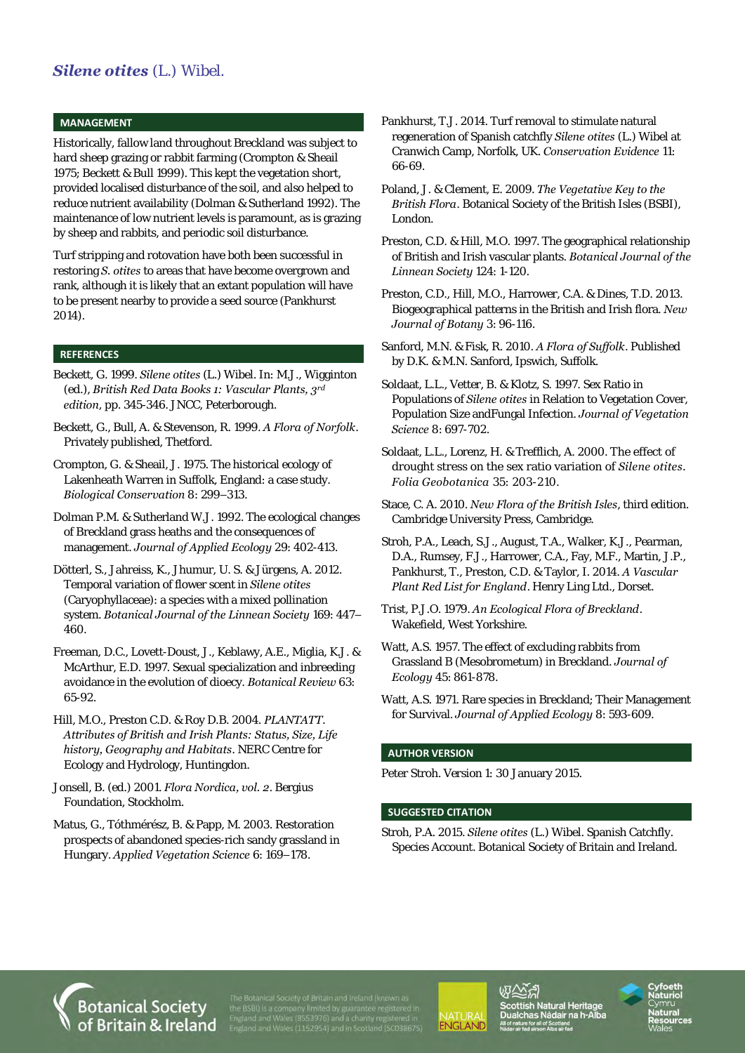# *Silene otites* (L.) Wibel.

## MANAGEMENT

Historically, fallow land throughout Breckland was subject to hard sheep grazing or rabbit farming (Crompton & Sheail 1975; Beckett & Bull 1999). This kept the vegetation short, provided localised disturbance of the soil, and also helped to reduce nutrient availability (Dolman & Sutherland 1992). The maintenance of low nutrient levels is paramount, as is grazing by sheep and rabbits, and periodic soil disturbance.

Turf stripping and rotovation have both been successful in restoring *S. otites* to areas that have become overgrown and rank, although it is likely that an extant population will have to be present nearby to provide a seed source (Pankhurst 2014).

## REFERENCES

Beckett, G. 1999. *Silene otites* (L.) Wibel. In: M.J., Wigginton (ed.), *British Red Data Books 1: Vascular Plants, 3rd edition*, pp. 345-346. JNCC, Peterborough.

Beckett, G., Bull, A. & Stevenson, R. 1999. *A Flora of Norfolk*. Privately published, Thetford.

Crompton, G. & Sheail, J. 1975. The historical ecology of Lakenheath Warren in Suffolk, England: a case study. *Biological Conservation* 8: 299–313.

Dolman P.M. & Sutherland W.J. 1992. The ecological changes of Breckland grass heaths and the consequences of management. *Journal of Applied Ecology* 29: 402-413.

Dötterl, S., Jahreiss, K., Jhumur, U. S. & Jürgens, A. 2012. Temporal variation of flower scent in *Silene otites* (Caryophyllaceae): a species with a mixed pollination system. *Botanical Journal of the Linnean Society* 169: 447–460.

Freeman, D.C., Lovett-Doust, J., Keblawy, A.E., Miglia, K.J. & McArthur, E.D. 1997. Sexual specialization and inbreeding avoidance in the evolution of dioecy. *Botanical Review* 63: 65-92.

Hill, M.O., Preston C.D. & Roy D.B. 2004. *PLANTATT. Attributes of British and Irish Plants: Status, Size, Life history, Geography and Habitats*. NERC Centre for Ecology and Hydrology, Huntingdon.

Jonsell, B. (ed.) 2001. *Flora Nordica, vol. 2*. Bergius Foundation, Stockholm.

Matus, G., Tóthmérész, B. & Papp, M. 2003. Restoration prospects of abandoned species-rich sandy grassland in Hungary. *Applied Vegetation Science* 6: 169–178.

Pankhurst, T.J. 2014. Turf removal to stimulate natural regeneration of Spanish catchfly *Silene otites* (L.) Wibel at Cranwich Camp, Norfolk, UK. *Conservation Evidence* 11: 66-69.

Poland, J. & Clement, E. 2009. *The Vegetative Key to the British Flora*. Botanical Society of the British Isles (BSBI), London.

Preston, C.D. & Hill, M.O. 1997. The geographical relationship of British and Irish vascular plants. *Botanical Journal of the Linnean Society* 124: 1-120.

Preston, C.D., Hill, M.O., Harrower, C.A. & Dines, T.D. 2013. Biogeographical patterns in the British and Irish flora. *New Journal of Botany* 3: 96-116.

Sanford, M.N. & Fisk, R. 2010. *A Flora of Suffolk*. Published by D.K. & M.N. Sanford, Ipswich, Suffolk.

Soldaat, L.L., Vetter, B. & Klotz, S. 1997. Sex Ratio in Populations of *Silene otites* in Relation to Vegetation Cover, Population Size andFungal Infection. *Journal of Vegetation Science* 8: 697-702.

Soldaat, L.L., Lorenz, H. & Trefflich, A. 2000. The effect of drought stress on the sex ratio variation of *Silene otites*. *Folia Geobotanica* 35: 203-210.

Stace, C. A. 2010. *New Flora of the British Isles*, third edition. Cambridge University Press, Cambridge.

Stroh, P.A., Leach, S.J., August, T.A., Walker, K.J., Pearman, D.A., Rumsey, F.J., Harrower, C.A., Fay, M.F., Martin, J.P., Pankhurst, T., Preston, C.D. & Taylor, I. 2014. *A Vascular Plant Red List for England*. Henry Ling Ltd., Dorset.

Trist, P.J.O. 1979. *An Ecological Flora of Breckland*. Wakefield, West Yorkshire.

Watt, A.S. 1957. The effect of excluding rabbits from Grassland B (Mesobrometum) in Breckland. *Journal of Ecology* 45: 861-878.

Watt, A.S. 1971. Rare species in Breckland; Their Management for Survival. *Journal of Applied Ecology* 8: 593-609.

## AUTHOR VERSION

Peter Stroh. Version 1: 30 January 2015.

## SUGGESTED CITATION

Stroh, P.A. 2015. *Silene otites* (L.) Wibel. Spanish Catchfly. Species Account. Botanical Society of Britain and Ireland.

Botanical Society of Britain & Ireland

The Botanical Society of Britain and Ireland (known as the BSBI) is a company limited by guarantee registered in England and Wales (8553976) and a charity registered in England and Wales (1152954) and in Scotland (SC038675)

NATURAL ENGLAND

Scottish Natural Heritage
Dualchas Nàdair na h-Alba
All of nature for all of Scotland
Nàdar air fad airson Alba air fad

Cyfoeth Naturiol Cymru
Natural Resources Wales